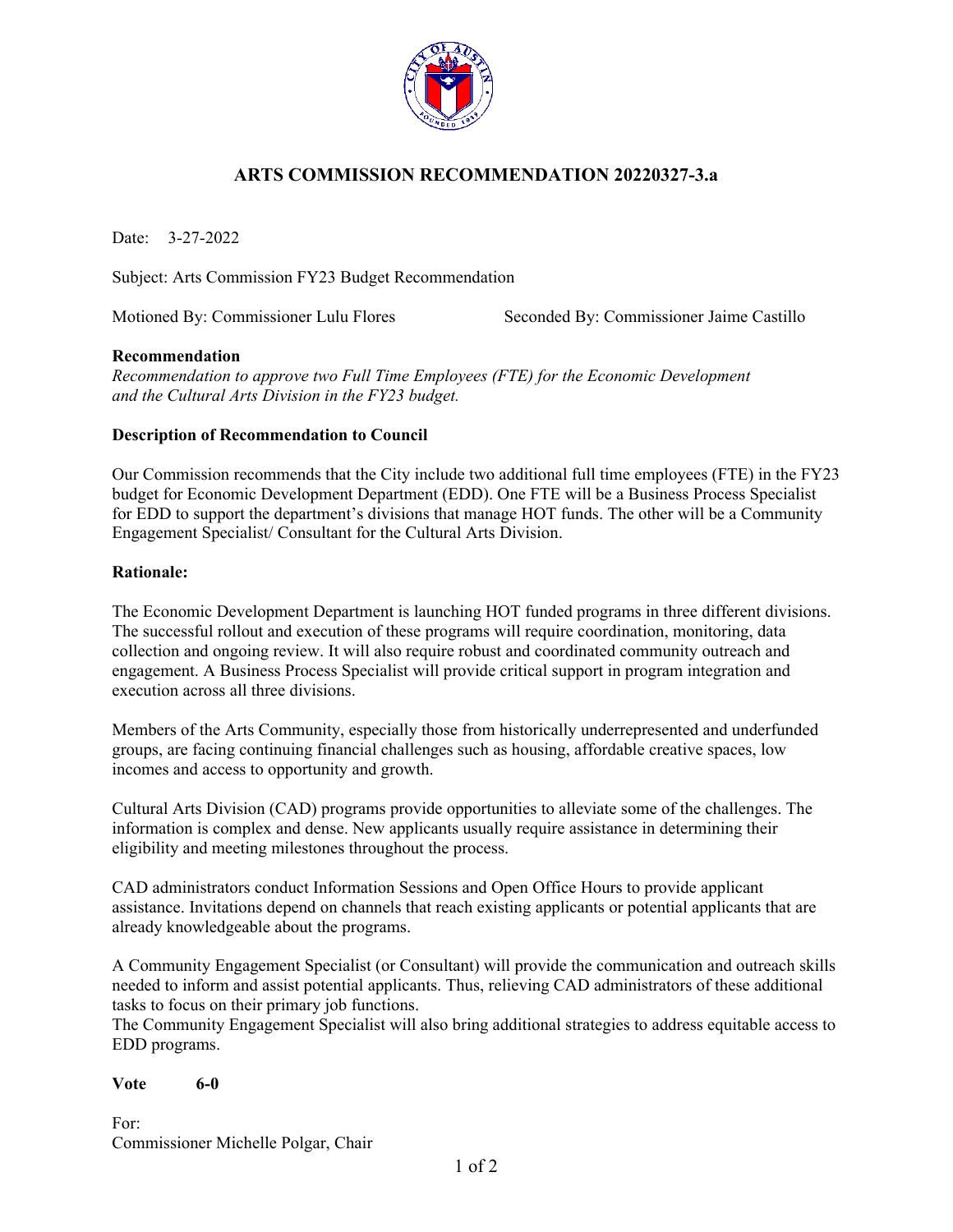# ARTS COMMISSION RECOMMENDATION 20220327-3.a

Date: 3-27-2022

Subject: Arts Commission FY23 Budget Recommendation

Motioned By: Commissioner Lulu Flores

Seconded By: Commissioner Jaime Castillo

**Recommendation**

*Recommendation to approve two Full Time Employees (FTE) for the Economic Development and the Cultural Arts Division in the FY23 budget.*

**Description of Recommendation to Council**

Our Commission recommends that the City include two additional full time employees (FTE) in the FY23 budget for Economic Development Department (EDD). One FTE will be a Business Process Specialist for EDD to support the department's divisions that manage HOT funds. The other will be a Community Engagement Specialist/ Consultant for the Cultural Arts Division.

**Rationale:**

The Economic Development Department is launching HOT funded programs in three different divisions. The successful rollout and execution of these programs will require coordination, monitoring, data collection and ongoing review. It will also require robust and coordinated community outreach and engagement. A Business Process Specialist will provide critical support in program integration and execution across all three divisions.

Members of the Arts Community, especially those from historically underrepresented and underfunded groups, are facing continuing financial challenges such as housing, affordable creative spaces, low incomes and access to opportunity and growth.

Cultural Arts Division (CAD) programs provide opportunities to alleviate some of the challenges. The information is complex and dense. New applicants usually require assistance in determining their eligibility and meeting milestones throughout the process.

CAD administrators conduct Information Sessions and Open Office Hours to provide applicant assistance. Invitations depend on channels that reach existing applicants or potential applicants that are already knowledgeable about the programs.

A Community Engagement Specialist (or Consultant) will provide the communication and outreach skills needed to inform and assist potential applicants. Thus, relieving CAD administrators of these additional tasks to focus on their primary job functions.

The Community Engagement Specialist will also bring additional strategies to address equitable access to EDD programs.

**Vote 6-0**

For:

Commissioner Michelle Polgar, Chair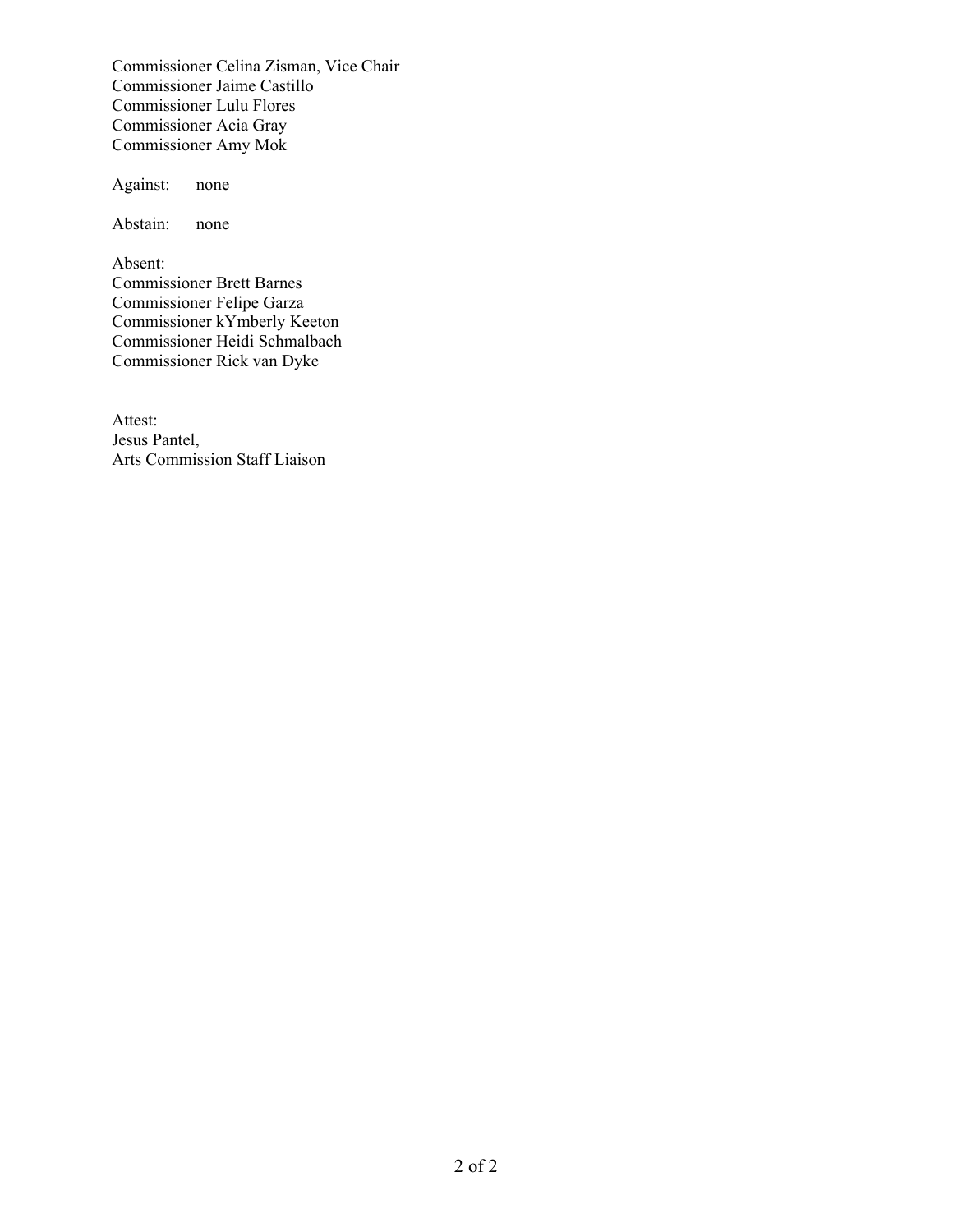Commissioner Celina Zisman, Vice Chair
Commissioner Jaime Castillo
Commissioner Lulu Flores
Commissioner Acia Gray
Commissioner Amy Mok

Against: none

Abstain: none

Absent:
Commissioner Brett Barnes
Commissioner Felipe Garza
Commissioner kYmberly Keeton
Commissioner Heidi Schmalbach
Commissioner Rick van Dyke

Attest:
Jesus Pantel,
Arts Commission Staff Liaison